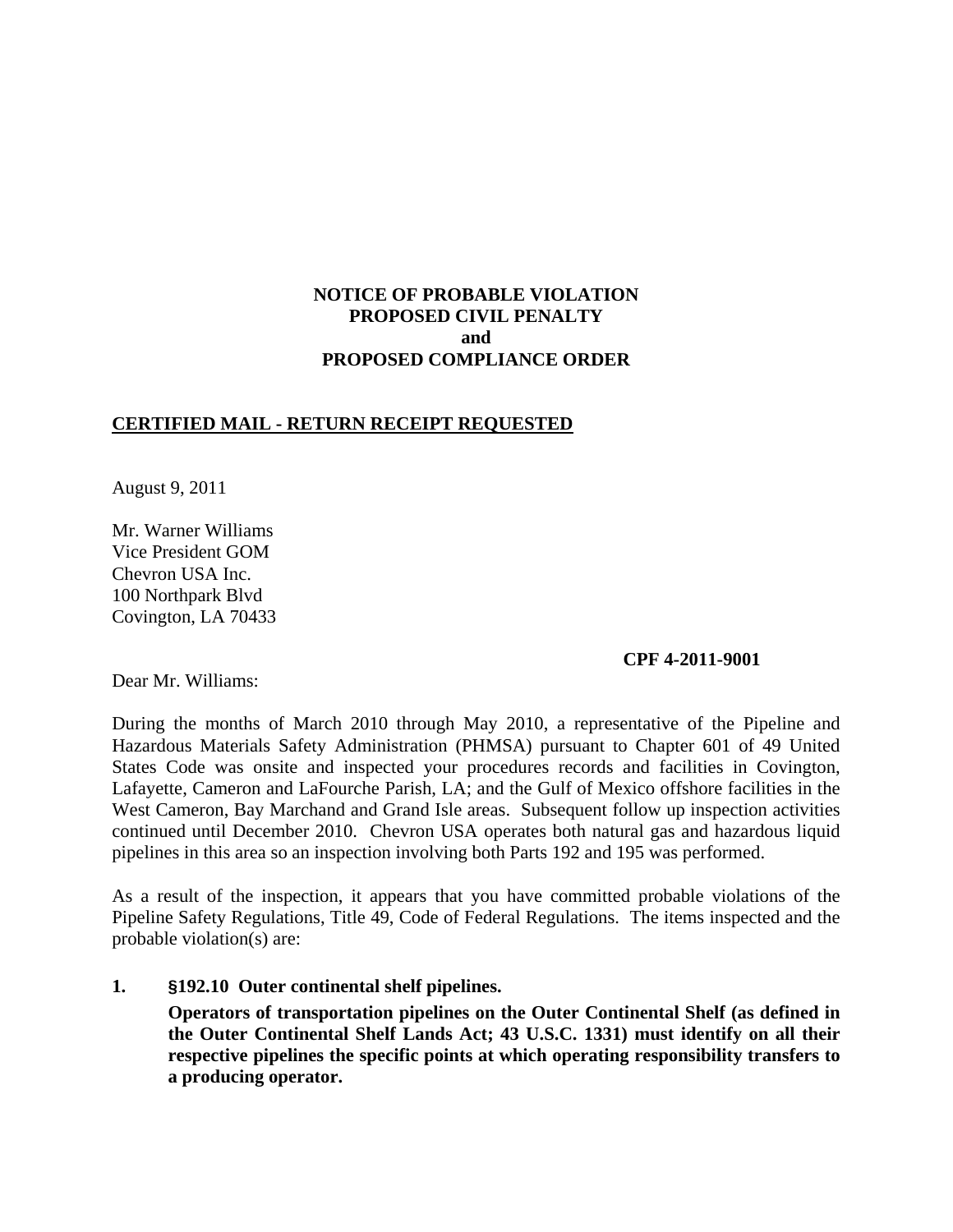**NOTICE OF PROBABLE VIOLATION**
**PROPOSED CIVIL PENALTY**
**and**
**PROPOSED COMPLIANCE ORDER**

**CERTIFIED MAIL - RETURN RECEIPT REQUESTED**

August 9, 2011

Mr. Warner Williams
Vice President GOM
Chevron USA Inc.
100 Northpark Blvd
Covington, LA 70433

**CPF 4-2011-9001**

Dear Mr. Williams:

During the months of March 2010 through May 2010, a representative of the Pipeline and Hazardous Materials Safety Administration (PHMSA) pursuant to Chapter 601 of 49 United States Code was onsite and inspected your procedures records and facilities in Covington, Lafayette, Cameron and LaFourche Parish, LA; and the Gulf of Mexico offshore facilities in the West Cameron, Bay Marchand and Grand Isle areas. Subsequent follow up inspection activities continued until December 2010. Chevron USA operates both natural gas and hazardous liquid pipelines in this area so an inspection involving both Parts 192 and 195 was performed.

As a result of the inspection, it appears that you have committed probable violations of the Pipeline Safety Regulations, Title 49, Code of Federal Regulations. The items inspected and the probable violation(s) are:

1. **§192.10 Outer continental shelf pipelines.**

   **Operators of transportation pipelines on the Outer Continental Shelf (as defined in the Outer Continental Shelf Lands Act; 43 U.S.C. 1331) must identify on all their respective pipelines the specific points at which operating responsibility transfers to a producing operator.**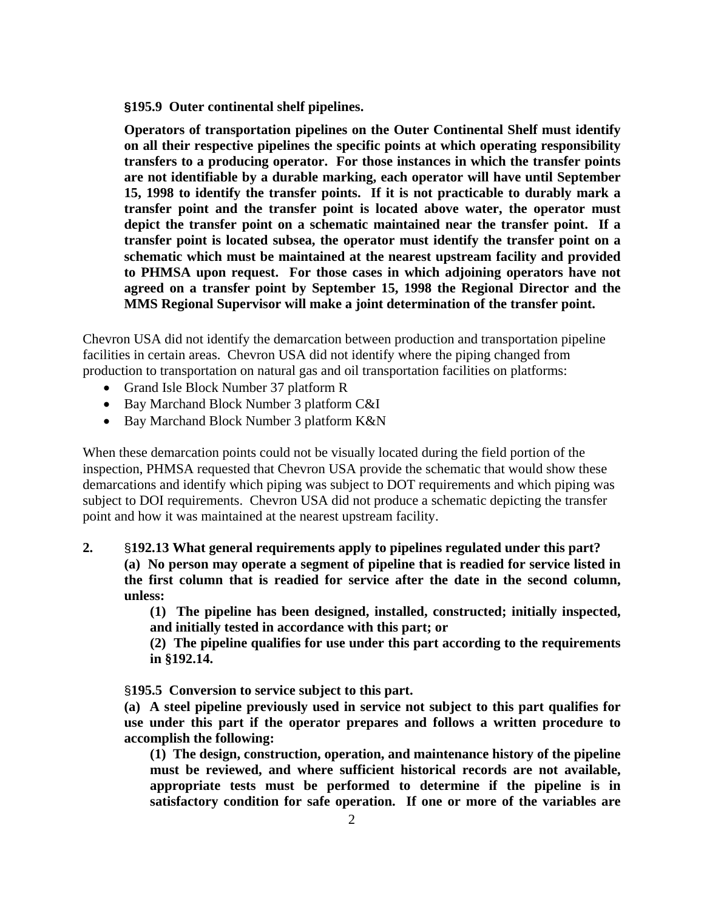**§195.9 Outer continental shelf pipelines.**

**Operators of transportation pipelines on the Outer Continental Shelf must identify on all their respective pipelines the specific points at which operating responsibility transfers to a producing operator. For those instances in which the transfer points are not identifiable by a durable marking, each operator will have until September 15, 1998 to identify the transfer points. If it is not practicable to durably mark a transfer point and the transfer point is located above water, the operator must depict the transfer point on a schematic maintained near the transfer point. If a transfer point is located subsea, the operator must identify the transfer point on a schematic which must be maintained at the nearest upstream facility and provided to PHMSA upon request. For those cases in which adjoining operators have not agreed on a transfer point by September 15, 1998 the Regional Director and the MMS Regional Supervisor will make a joint determination of the transfer point.**

Chevron USA did not identify the demarcation between production and transportation pipeline facilities in certain areas. Chevron USA did not identify where the piping changed from production to transportation on natural gas and oil transportation facilities on platforms:

- Grand Isle Block Number 37 platform R
- Bay Marchand Block Number 3 platform C&I
- Bay Marchand Block Number 3 platform K&N

When these demarcation points could not be visually located during the field portion of the inspection, PHMSA requested that Chevron USA provide the schematic that would show these demarcations and identify which piping was subject to DOT requirements and which piping was subject to DOI requirements. Chevron USA did not produce a schematic depicting the transfer point and how it was maintained at the nearest upstream facility.

**2.** **§192.13 What general requirements apply to pipelines regulated under this part?**

**(a) No person may operate a segment of pipeline that is readied for service listed in the first column that is readied for service after the date in the second column, unless:**

**(1) The pipeline has been designed, installed, constructed; initially inspected, and initially tested in accordance with this part; or**

**(2) The pipeline qualifies for use under this part according to the requirements in §192.14.**

**§195.5 Conversion to service subject to this part.**

**(a) A steel pipeline previously used in service not subject to this part qualifies for use under this part if the operator prepares and follows a written procedure to accomplish the following:**

**(1) The design, construction, operation, and maintenance history of the pipeline must be reviewed, and where sufficient historical records are not available, appropriate tests must be performed to determine if the pipeline is in satisfactory condition for safe operation. If one or more of the variables are**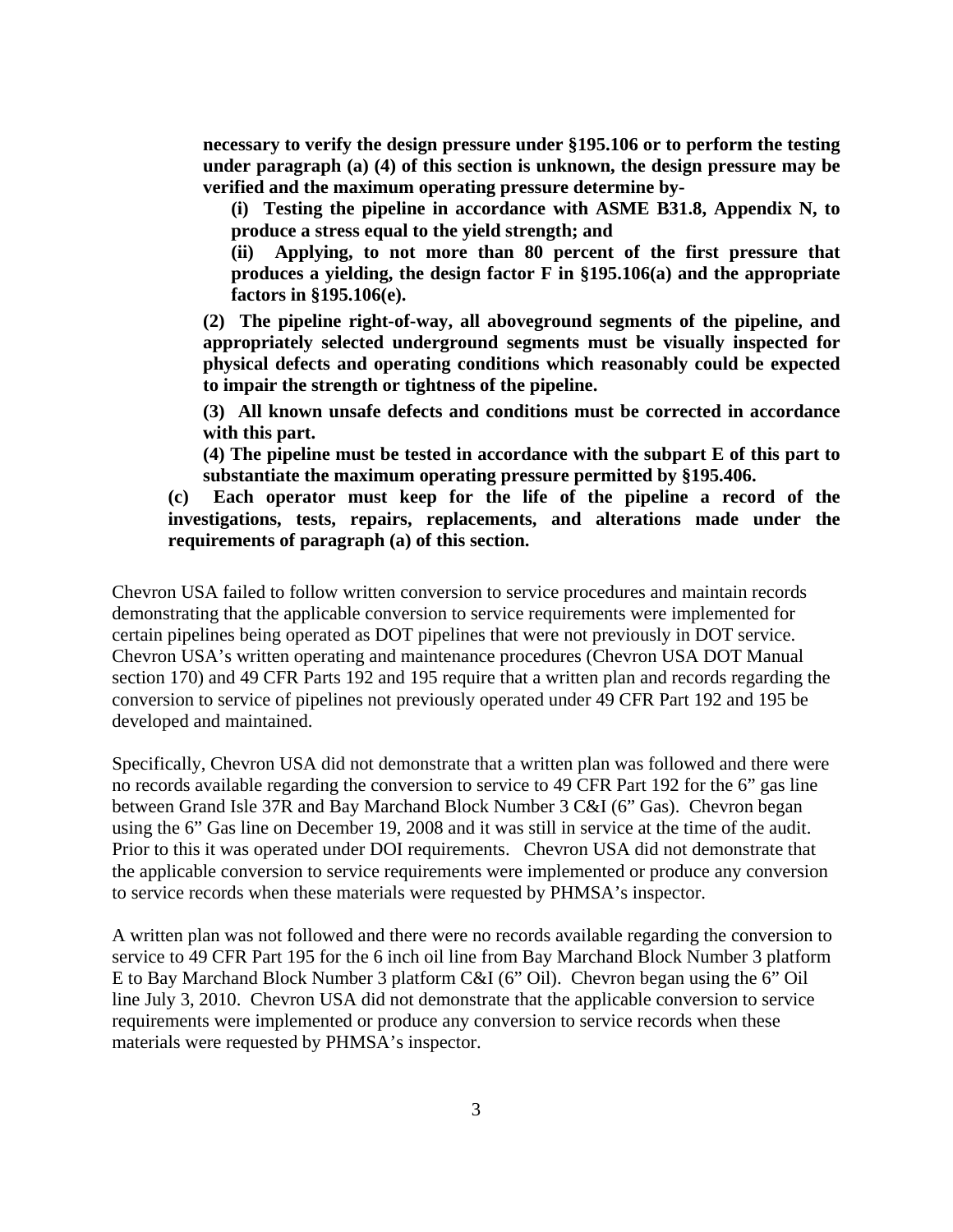**necessary to verify the design pressure under §195.106 or to perform the testing under paragraph (a) (4) of this section is unknown, the design pressure may be verified and the maximum operating pressure determine by-**

> **(i) Testing the pipeline in accordance with ASME B31.8, Appendix N, to produce a stress equal to the yield strength; and**
>
> **(ii) Applying, to not more than 80 percent of the first pressure that produces a yielding, the design factor F in §195.106(a) and the appropriate factors in §195.106(e).**

**(2) The pipeline right-of-way, all aboveground segments of the pipeline, and appropriately selected underground segments must be visually inspected for physical defects and operating conditions which reasonably could be expected to impair the strength or tightness of the pipeline.**

**(3) All known unsafe defects and conditions must be corrected in accordance with this part.**

**(4) The pipeline must be tested in accordance with the subpart E of this part to substantiate the maximum operating pressure permitted by §195.406.**

**(c) Each operator must keep for the life of the pipeline a record of the investigations, tests, repairs, replacements, and alterations made under the requirements of paragraph (a) of this section.**

Chevron USA failed to follow written conversion to service procedures and maintain records demonstrating that the applicable conversion to service requirements were implemented for certain pipelines being operated as DOT pipelines that were not previously in DOT service. Chevron USA's written operating and maintenance procedures (Chevron USA DOT Manual section 170) and 49 CFR Parts 192 and 195 require that a written plan and records regarding the conversion to service of pipelines not previously operated under 49 CFR Part 192 and 195 be developed and maintained.

Specifically, Chevron USA did not demonstrate that a written plan was followed and there were no records available regarding the conversion to service to 49 CFR Part 192 for the 6" gas line between Grand Isle 37R and Bay Marchand Block Number 3 C&I (6" Gas). Chevron began using the 6" Gas line on December 19, 2008 and it was still in service at the time of the audit. Prior to this it was operated under DOI requirements. Chevron USA did not demonstrate that the applicable conversion to service requirements were implemented or produce any conversion to service records when these materials were requested by PHMSA's inspector.

A written plan was not followed and there were no records available regarding the conversion to service to 49 CFR Part 195 for the 6 inch oil line from Bay Marchand Block Number 3 platform E to Bay Marchand Block Number 3 platform C&I (6" Oil). Chevron began using the 6" Oil line July 3, 2010. Chevron USA did not demonstrate that the applicable conversion to service requirements were implemented or produce any conversion to service records when these materials were requested by PHMSA's inspector.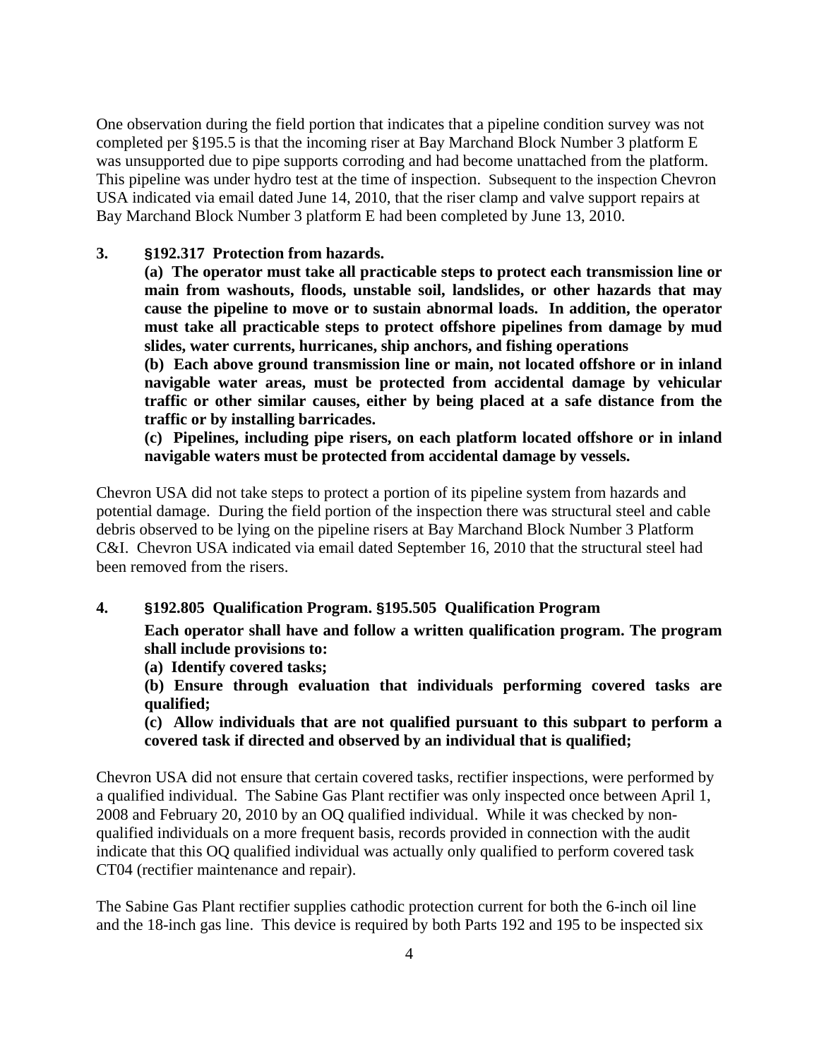One observation during the field portion that indicates that a pipeline condition survey was not completed per §195.5 is that the incoming riser at Bay Marchand Block Number 3 platform E was unsupported due to pipe supports corroding and had become unattached from the platform. This pipeline was under hydro test at the time of inspection. Subsequent to the inspection Chevron USA indicated via email dated June 14, 2010, that the riser clamp and valve support repairs at Bay Marchand Block Number 3 platform E had been completed by June 13, 2010.

**3. §192.317 Protection from hazards.**

**(a) The operator must take all practicable steps to protect each transmission line or main from washouts, floods, unstable soil, landslides, or other hazards that may cause the pipeline to move or to sustain abnormal loads. In addition, the operator must take all practicable steps to protect offshore pipelines from damage by mud slides, water currents, hurricanes, ship anchors, and fishing operations**

**(b) Each above ground transmission line or main, not located offshore or in inland navigable water areas, must be protected from accidental damage by vehicular traffic or other similar causes, either by being placed at a safe distance from the traffic or by installing barricades.**

**(c) Pipelines, including pipe risers, on each platform located offshore or in inland navigable waters must be protected from accidental damage by vessels.**

Chevron USA did not take steps to protect a portion of its pipeline system from hazards and potential damage. During the field portion of the inspection there was structural steel and cable debris observed to be lying on the pipeline risers at Bay Marchand Block Number 3 Platform C&I. Chevron USA indicated via email dated September 16, 2010 that the structural steel had been removed from the risers.

**4. §192.805 Qualification Program. §195.505 Qualification Program**

**Each operator shall have and follow a written qualification program. The program shall include provisions to:**

**(a) Identify covered tasks;**

**(b) Ensure through evaluation that individuals performing covered tasks are qualified;**

**(c) Allow individuals that are not qualified pursuant to this subpart to perform a covered task if directed and observed by an individual that is qualified;**

Chevron USA did not ensure that certain covered tasks, rectifier inspections, were performed by a qualified individual. The Sabine Gas Plant rectifier was only inspected once between April 1, 2008 and February 20, 2010 by an OQ qualified individual. While it was checked by non-qualified individuals on a more frequent basis, records provided in connection with the audit indicate that this OQ qualified individual was actually only qualified to perform covered task CT04 (rectifier maintenance and repair).

The Sabine Gas Plant rectifier supplies cathodic protection current for both the 6-inch oil line and the 18-inch gas line. This device is required by both Parts 192 and 195 to be inspected six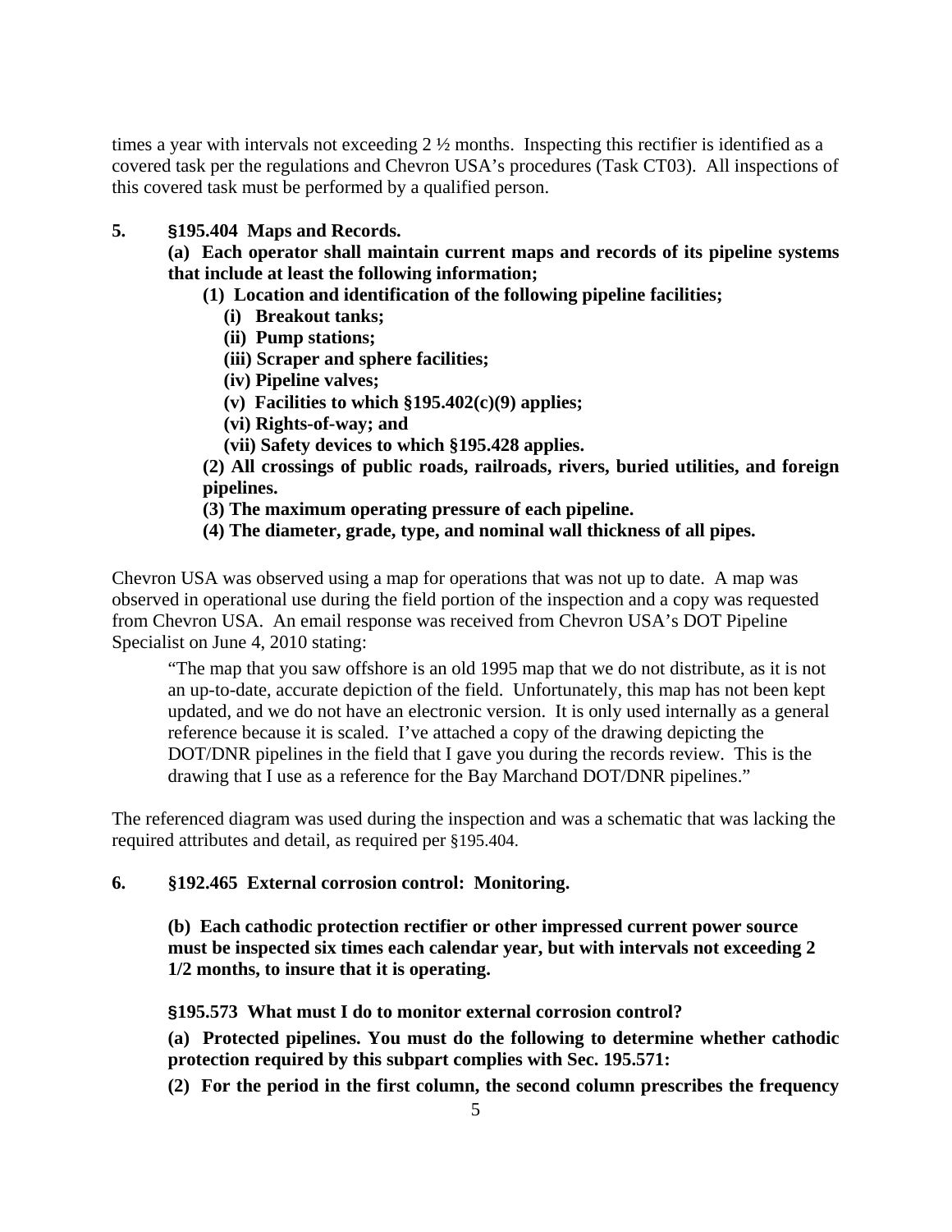times a year with intervals not exceeding 2 ½ months. Inspecting this rectifier is identified as a covered task per the regulations and Chevron USA's procedures (Task CT03). All inspections of this covered task must be performed by a qualified person.

**5. §195.404 Maps and Records.**

**(a) Each operator shall maintain current maps and records of its pipeline systems that include at least the following information;**

**(1) Location and identification of the following pipeline facilities;**

**(i) Breakout tanks;**

**(ii) Pump stations;**

**(iii) Scraper and sphere facilities;**

**(iv) Pipeline valves;**

**(v) Facilities to which §195.402(c)(9) applies;**

**(vi) Rights-of-way; and**

**(vii) Safety devices to which §195.428 applies.**

**(2) All crossings of public roads, railroads, rivers, buried utilities, and foreign pipelines.**

**(3) The maximum operating pressure of each pipeline.**

**(4) The diameter, grade, type, and nominal wall thickness of all pipes.**

Chevron USA was observed using a map for operations that was not up to date. A map was observed in operational use during the field portion of the inspection and a copy was requested from Chevron USA. An email response was received from Chevron USA's DOT Pipeline Specialist on June 4, 2010 stating:

> "The map that you saw offshore is an old 1995 map that we do not distribute, as it is not an up-to-date, accurate depiction of the field. Unfortunately, this map has not been kept updated, and we do not have an electronic version. It is only used internally as a general reference because it is scaled. I've attached a copy of the drawing depicting the DOT/DNR pipelines in the field that I gave you during the records review. This is the drawing that I use as a reference for the Bay Marchand DOT/DNR pipelines."

The referenced diagram was used during the inspection and was a schematic that was lacking the required attributes and detail, as required per §195.404.

**6. §192.465 External corrosion control: Monitoring.**

**(b) Each cathodic protection rectifier or other impressed current power source must be inspected six times each calendar year, but with intervals not exceeding 2 1/2 months, to insure that it is operating.**

**§195.573 What must I do to monitor external corrosion control?**

**(a) Protected pipelines. You must do the following to determine whether cathodic protection required by this subpart complies with Sec. 195.571:**

**(2) For the period in the first column, the second column prescribes the frequency**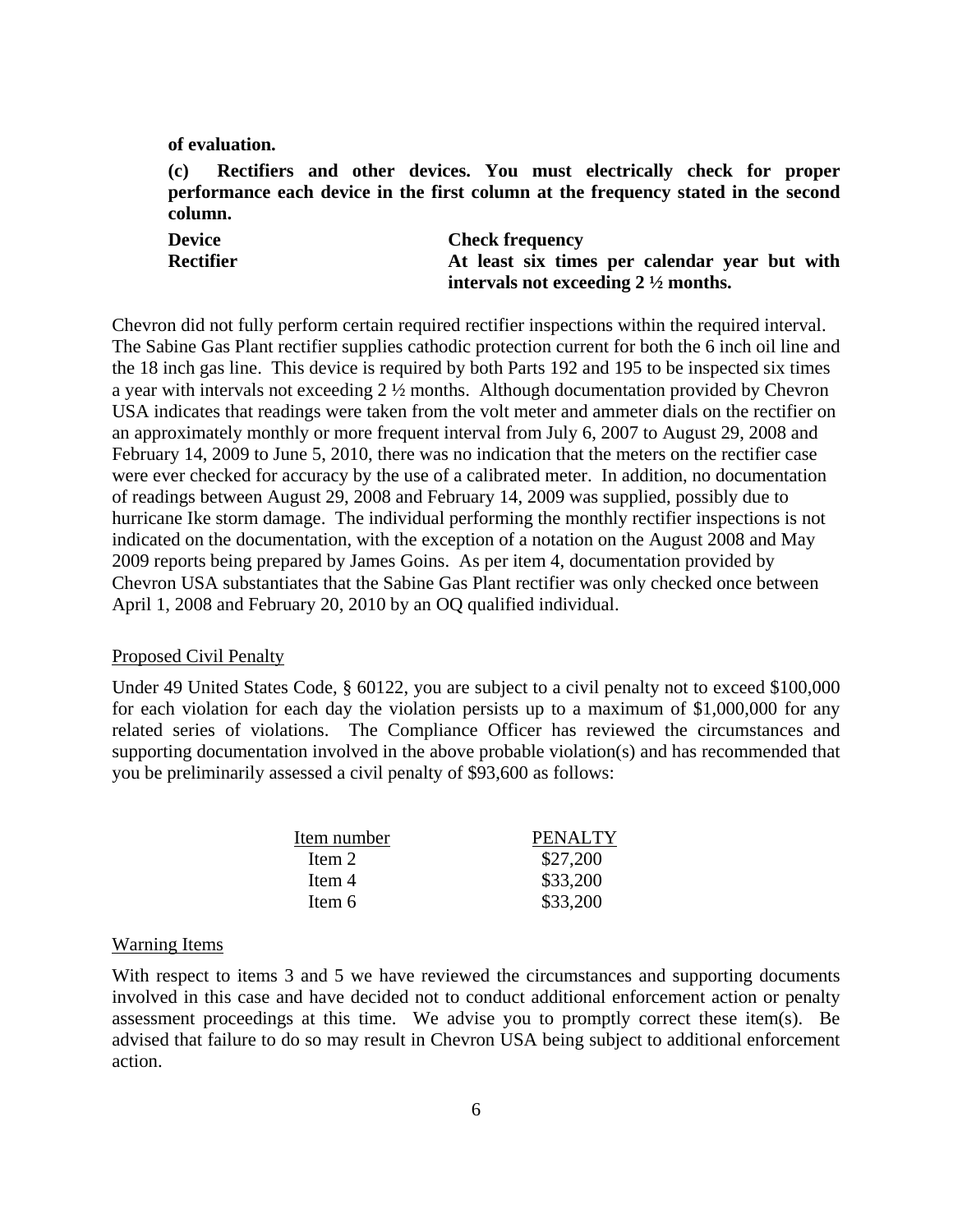**of evaluation.**

**(c) Rectifiers and other devices. You must electrically check for proper performance each device in the first column at the frequency stated in the second column.**

| **Device** | **Check frequency** |
|---|---|
| **Rectifier** | **At least six times per calendar year but with intervals not exceeding 2 ½ months.** |

Chevron did not fully perform certain required rectifier inspections within the required interval. The Sabine Gas Plant rectifier supplies cathodic protection current for both the 6 inch oil line and the 18 inch gas line. This device is required by both Parts 192 and 195 to be inspected six times a year with intervals not exceeding 2 ½ months. Although documentation provided by Chevron USA indicates that readings were taken from the volt meter and ammeter dials on the rectifier on an approximately monthly or more frequent interval from July 6, 2007 to August 29, 2008 and February 14, 2009 to June 5, 2010, there was no indication that the meters on the rectifier case were ever checked for accuracy by the use of a calibrated meter. In addition, no documentation of readings between August 29, 2008 and February 14, 2009 was supplied, possibly due to hurricane Ike storm damage. The individual performing the monthly rectifier inspections is not indicated on the documentation, with the exception of a notation on the August 2008 and May 2009 reports being prepared by James Goins. As per item 4, documentation provided by Chevron USA substantiates that the Sabine Gas Plant rectifier was only checked once between April 1, 2008 and February 20, 2010 by an OQ qualified individual.

Proposed Civil Penalty

Under 49 United States Code, § 60122, you are subject to a civil penalty not to exceed $100,000 for each violation for each day the violation persists up to a maximum of $1,000,000 for any related series of violations. The Compliance Officer has reviewed the circumstances and supporting documentation involved in the above probable violation(s) and has recommended that you be preliminarily assessed a civil penalty of $93,600 as follows:

| Item number | PENALTY |
|---|---|
| Item 2 | $27,200 |
| Item 4 | $33,200 |
| Item 6 | $33,200 |

Warning Items

With respect to items 3 and 5 we have reviewed the circumstances and supporting documents involved in this case and have decided not to conduct additional enforcement action or penalty assessment proceedings at this time. We advise you to promptly correct these item(s). Be advised that failure to do so may result in Chevron USA being subject to additional enforcement action.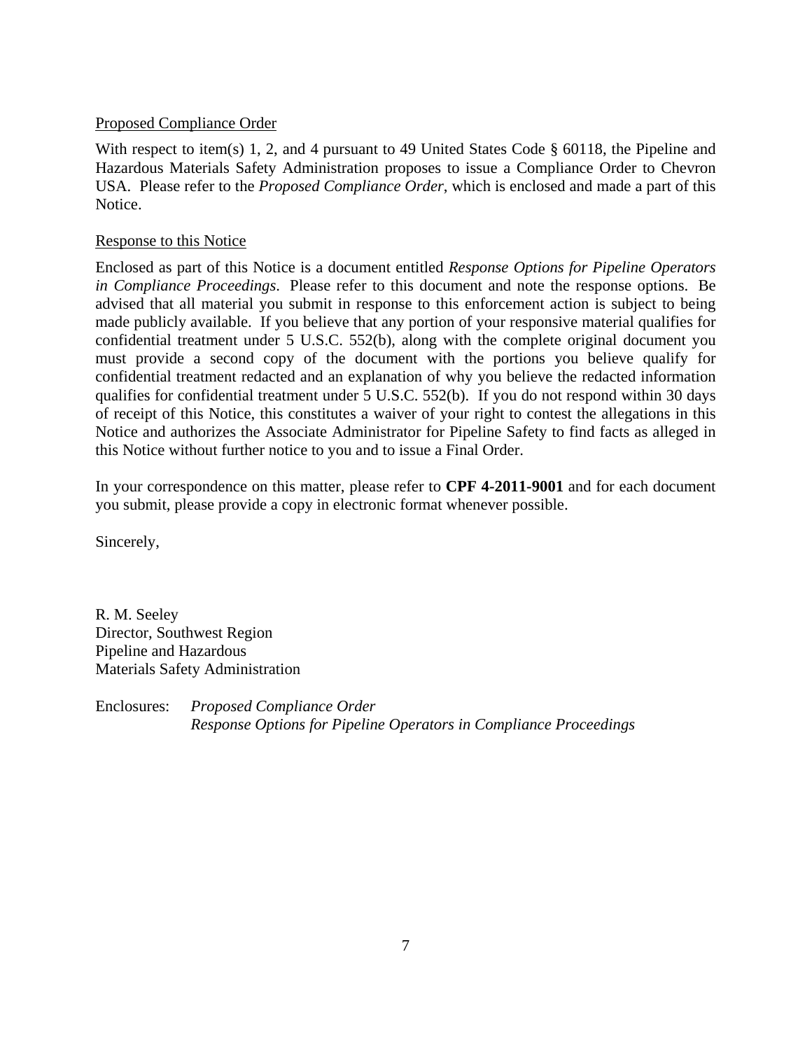<u>Proposed Compliance Order</u>

With respect to item(s) 1, 2, and 4 pursuant to 49 United States Code § 60118, the Pipeline and Hazardous Materials Safety Administration proposes to issue a Compliance Order to Chevron USA. Please refer to the *Proposed Compliance Order*, which is enclosed and made a part of this Notice.

<u>Response to this Notice</u>

Enclosed as part of this Notice is a document entitled *Response Options for Pipeline Operators in Compliance Proceedings*. Please refer to this document and note the response options. Be advised that all material you submit in response to this enforcement action is subject to being made publicly available. If you believe that any portion of your responsive material qualifies for confidential treatment under 5 U.S.C. 552(b), along with the complete original document you must provide a second copy of the document with the portions you believe qualify for confidential treatment redacted and an explanation of why you believe the redacted information qualifies for confidential treatment under 5 U.S.C. 552(b). If you do not respond within 30 days of receipt of this Notice, this constitutes a waiver of your right to contest the allegations in this Notice and authorizes the Associate Administrator for Pipeline Safety to find facts as alleged in this Notice without further notice to you and to issue a Final Order.

In your correspondence on this matter, please refer to **CPF 4-2011-9001** and for each document you submit, please provide a copy in electronic format whenever possible.

Sincerely,

R. M. Seeley
Director, Southwest Region
Pipeline and Hazardous
Materials Safety Administration

Enclosures: *Proposed Compliance Order*
*Response Options for Pipeline Operators in Compliance Proceedings*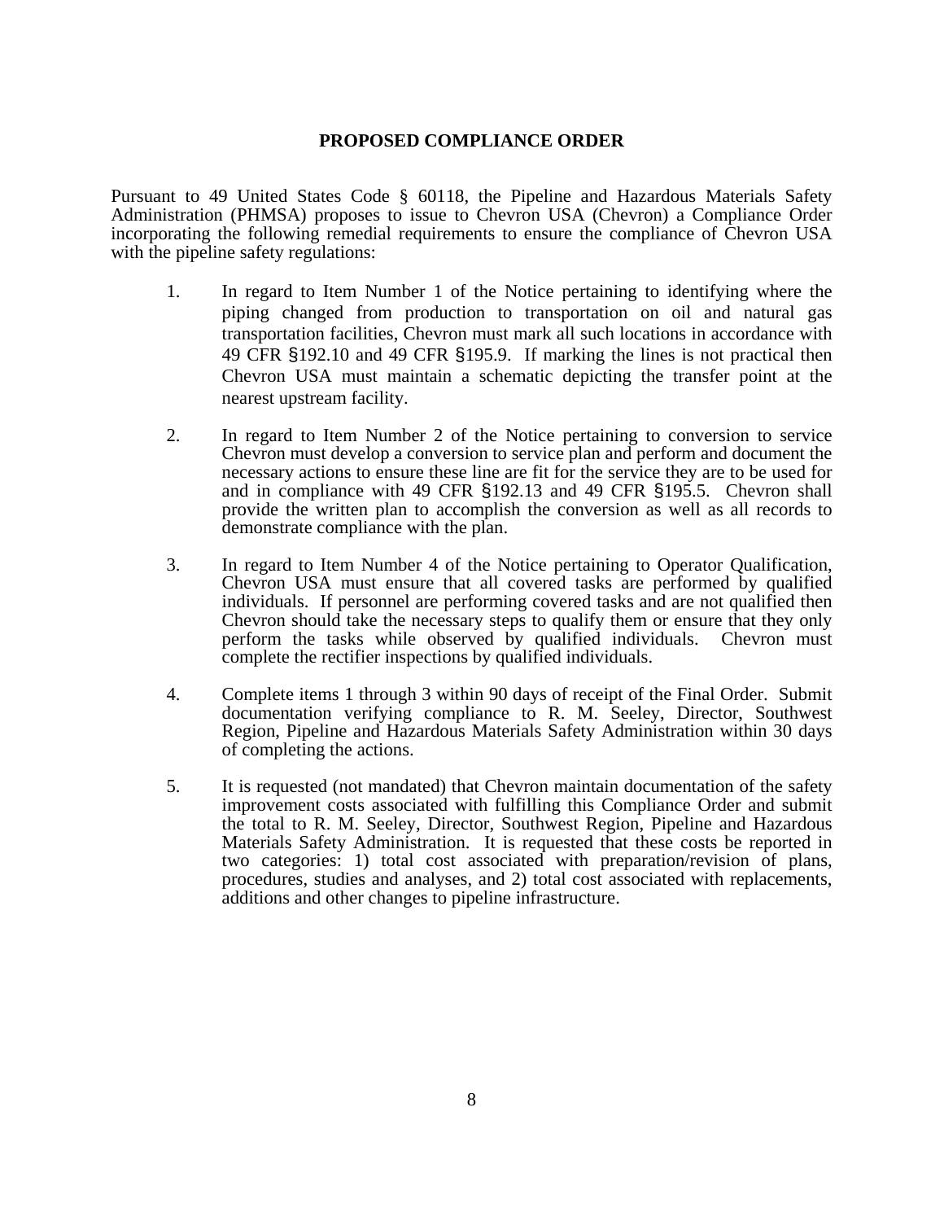**PROPOSED COMPLIANCE ORDER**

Pursuant to 49 United States Code § 60118, the Pipeline and Hazardous Materials Safety Administration (PHMSA) proposes to issue to Chevron USA (Chevron) a Compliance Order incorporating the following remedial requirements to ensure the compliance of Chevron USA with the pipeline safety regulations:

1. In regard to Item Number 1 of the Notice pertaining to identifying where the piping changed from production to transportation on oil and natural gas transportation facilities, Chevron must mark all such locations in accordance with 49 CFR §192.10 and 49 CFR §195.9. If marking the lines is not practical then Chevron USA must maintain a schematic depicting the transfer point at the nearest upstream facility.

2. In regard to Item Number 2 of the Notice pertaining to conversion to service Chevron must develop a conversion to service plan and perform and document the necessary actions to ensure these line are fit for the service they are to be used for and in compliance with 49 CFR §192.13 and 49 CFR §195.5. Chevron shall provide the written plan to accomplish the conversion as well as all records to demonstrate compliance with the plan.

3. In regard to Item Number 4 of the Notice pertaining to Operator Qualification, Chevron USA must ensure that all covered tasks are performed by qualified individuals. If personnel are performing covered tasks and are not qualified then Chevron should take the necessary steps to qualify them or ensure that they only perform the tasks while observed by qualified individuals. Chevron must complete the rectifier inspections by qualified individuals.

4. Complete items 1 through 3 within 90 days of receipt of the Final Order. Submit documentation verifying compliance to R. M. Seeley, Director, Southwest Region, Pipeline and Hazardous Materials Safety Administration within 30 days of completing the actions.

5. It is requested (not mandated) that Chevron maintain documentation of the safety improvement costs associated with fulfilling this Compliance Order and submit the total to R. M. Seeley, Director, Southwest Region, Pipeline and Hazardous Materials Safety Administration. It is requested that these costs be reported in two categories: 1) total cost associated with preparation/revision of plans, procedures, studies and analyses, and 2) total cost associated with replacements, additions and other changes to pipeline infrastructure.